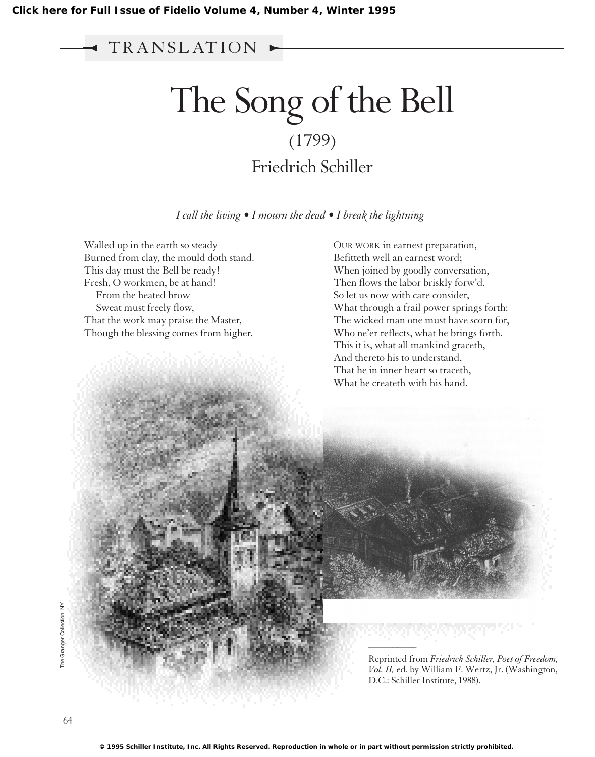TRANSLATION

# The Song of the Bell

(1799)

Friedrich Schiller

*I call the living • I mourn the dead • I break the lightning*

Walled up in the earth so steady  
Burned from clay, the mould doth stand.  
This day must the Bell be ready!  
Fresh, O workmen, be at hand!  
From the heated brow  
Sweat must freely flow,  
That the work may praise the Master,  
Though the blessing comes from higher.

OUR WORK in earnest preparation,  
Befitteth well an earnest word;  
When joined by goodly conversation,  
Then flows the labor briskly forw'd.  
So let us now with care consider,  
What through a frail power springs forth:  
The wicked man one must have scorn for,  
Who ne'er reflects, what he brings forth.  
This it is, what all mankind graceth,  
And thereto his to understand,  
That he in inner heart so traceth,  
What he createth with his hand.

The Granger Collection, NY

Reprinted from *Friedrich Schiller, Poet of Freedom, Vol. II,* ed. by William F. Wertz, Jr. (Washington, D.C.: Schiller Institute, 1988).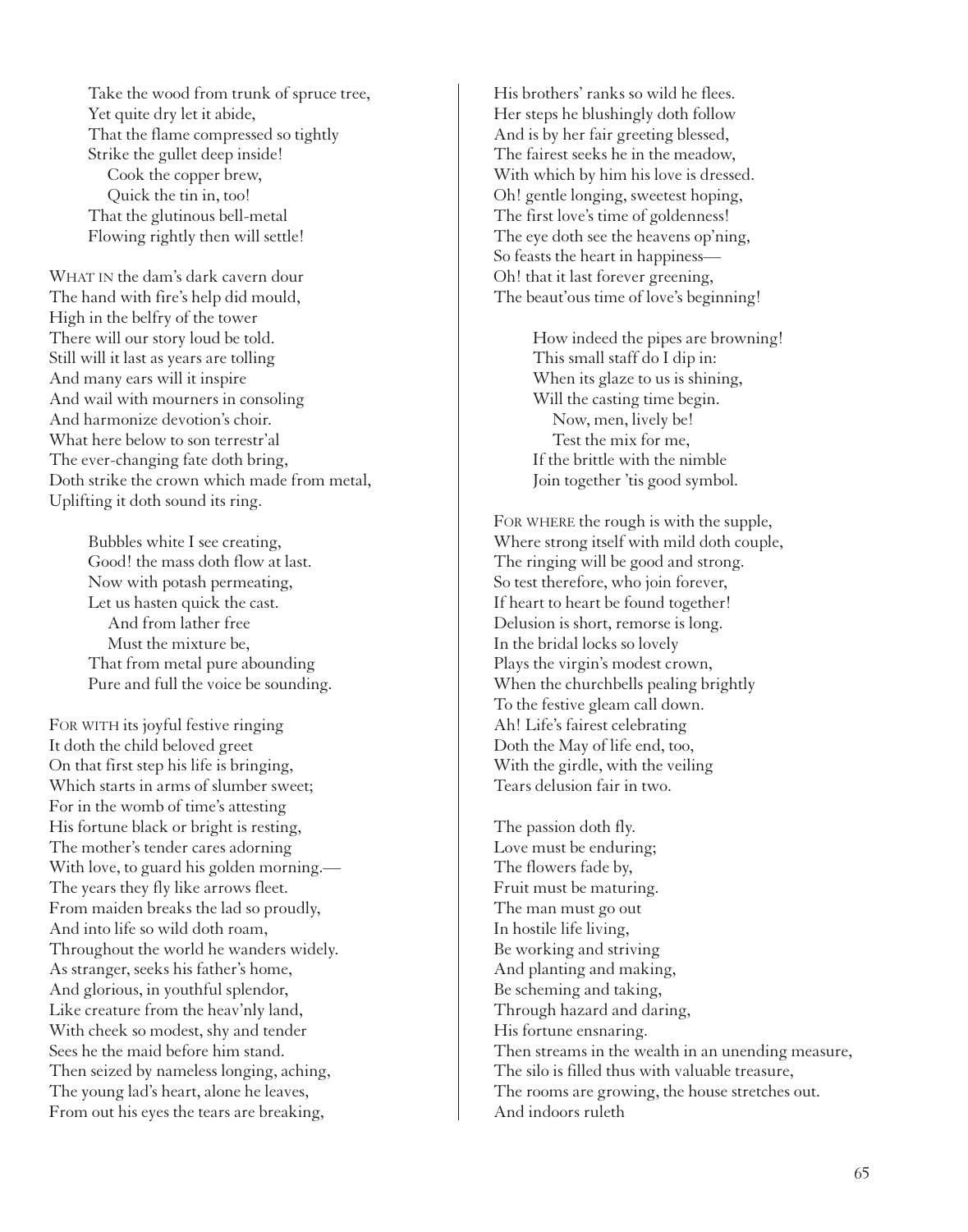Take the wood from trunk of spruce tree,
Yet quite dry let it abide,
That the flame compressed so tightly
Strike the gullet deep inside!
Cook the copper brew,
Quick the tin in, too!
That the glutinous bell-metal
Flowing rightly then will settle!

WHAT IN the dam's dark cavern dour
The hand with fire's help did mould,
High in the belfry of the tower
There will our story loud be told.
Still will it last as years are tolling
And many ears will it inspire
And wail with mourners in consoling
And harmonize devotion's choir.
What here below to son terrestr'al
The ever-changing fate doth bring,
Doth strike the crown which made from metal,
Uplifting it doth sound its ring.

Bubbles white I see creating,
Good! the mass doth flow at last.
Now with potash permeating,
Let us hasten quick the cast.
And from lather free
Must the mixture be,
That from metal pure abounding
Pure and full the voice be sounding.

FOR WITH its joyful festive ringing
It doth the child beloved greet
On that first step his life is bringing,
Which starts in arms of slumber sweet;
For in the womb of time's attesting
His fortune black or bright is resting,
The mother's tender cares adorning
With love, to guard his golden morning.—
The years they fly like arrows fleet.
From maiden breaks the lad so proudly,
And into life so wild doth roam,
Throughout the world he wanders widely.
As stranger, seeks his father's home,
And glorious, in youthful splendor,
Like creature from the heav'nly land,
With cheek so modest, shy and tender
Sees he the maid before him stand.
Then seized by nameless longing, aching,
The young lad's heart, alone he leaves,
From out his eyes the tears are breaking,
His brothers' ranks so wild he flees.
Her steps he blushingly doth follow
And is by her fair greeting blessed,
The fairest seeks he in the meadow,
With which by him his love is dressed.
Oh! gentle longing, sweetest hoping,
The first love's time of goldenness!
The eye doth see the heavens op'ning,
So feasts the heart in happiness—
Oh! that it last forever greening,
The beaut'ous time of love's beginning!

How indeed the pipes are browning!
This small staff do I dip in:
When its glaze to us is shining,
Will the casting time begin.
Now, men, lively be!
Test the mix for me,
If the brittle with the nimble
Join together 'tis good symbol.

FOR WHERE the rough is with the supple,
Where strong itself with mild doth couple,
The ringing will be good and strong.
So test therefore, who join forever,
If heart to heart be found together!
Delusion is short, remorse is long.
In the bridal locks so lovely
Plays the virgin's modest crown,
When the churchbells pealing brightly
To the festive gleam call down.
Ah! Life's fairest celebrating
Doth the May of life end, too,
With the girdle, with the veiling
Tears delusion fair in two.

The passion doth fly.
Love must be enduring;
The flowers fade by,
Fruit must be maturing.
The man must go out
In hostile life living,
Be working and striving
And planting and making,
Be scheming and taking,
Through hazard and daring,
His fortune ensnaring.
Then streams in the wealth in an unending measure,
The silo is filled thus with valuable treasure,
The rooms are growing, the house stretches out.
And indoors ruleth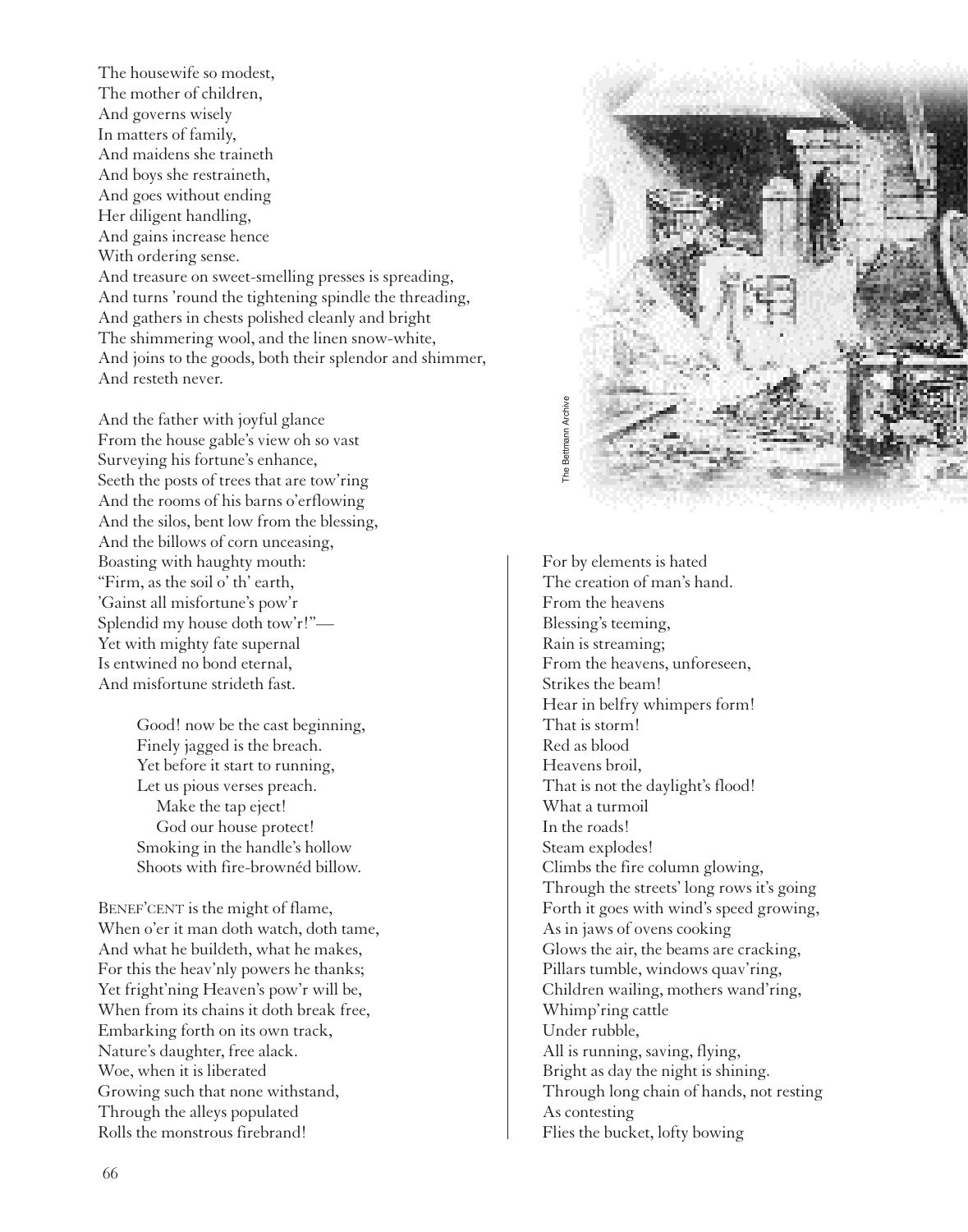The housewife so modest,
The mother of children,
And governs wisely
In matters of family,
And maidens she traineth
And boys she restraineth,
And goes without ending
Her diligent handling,
And gains increase hence
With ordering sense.
And treasure on sweet-smelling presses is spreading,
And turns 'round the tightening spindle the threading,
And gathers in chests polished cleanly and bright
The shimmering wool, and the linen snow-white,
And joins to the goods, both their splendor and shimmer,
And resteth never.

And the father with joyful glance
From the house gable's view oh so vast
Surveying his fortune's enhance,
Seeth the posts of trees that are tow'ring
And the rooms of his barns o'erflowing
And the silos, bent low from the blessing,
And the billows of corn unceasing,
Boasting with haughty mouth:
"Firm, as the soil o' th' earth,
'Gainst all misfortune's pow'r
Splendid my house doth tow'r!"—
Yet with mighty fate supernal
Is entwined no bond eternal,
And misfortune strideth fast.

> Good! now be the cast beginning,
> Finely jagged is the breach.
> Yet before it start to running,
> Let us pious verses preach.
> Make the tap eject!
> God our house protect!
> Smoking in the handle's hollow
> Shoots with fire-brownéd billow.

BENEF'CENT is the might of flame,
When o'er it man doth watch, doth tame,
And what he buildeth, what he makes,
For this the heav'nly powers he thanks;
Yet fright'ning Heaven's pow'r will be,
When from its chains it doth break free,
Embarking forth on its own track,
Nature's daughter, free alack.
Woe, when it is liberated
Growing such that none withstand,
Through the alleys populated
Rolls the monstrous firebrand!

The Bettmann Archive

For by elements is hated
The creation of man's hand.
From the heavens
Blessing's teeming,
Rain is streaming;
From the heavens, unforeseen,
Strikes the beam!
Hear in belfry whimpers form!
That is storm!
Red as blood
Heavens broil,
That is not the daylight's flood!
What a turmoil
In the roads!
Steam explodes!
Climbs the fire column glowing,
Through the streets' long rows it's going
Forth it goes with wind's speed growing,
As in jaws of ovens cooking
Glows the air, the beams are cracking,
Pillars tumble, windows quav'ring,
Children wailing, mothers wand'ring,
Whimp'ring cattle
Under rubble,
All is running, saving, flying,
Bright as day the night is shining.
Through long chain of hands, not resting
As contesting
Flies the bucket, lofty bowing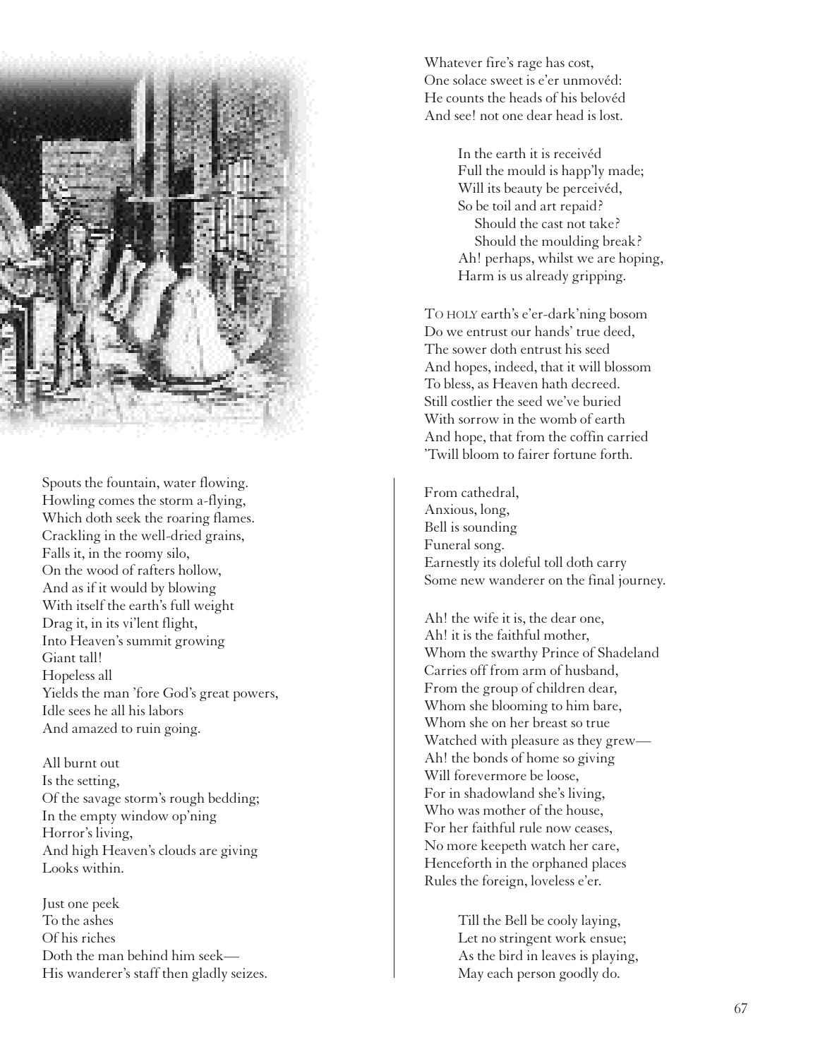Spouts the fountain, water flowing.
Howling comes the storm a-flying,
Which doth seek the roaring flames.
Crackling in the well-dried grains,
Falls it, in the roomy silo,
On the wood of rafters hollow,
And as if it would by blowing
With itself the earth's full weight
Drag it, in its vi'lent flight,
Into Heaven's summit growing
Giant tall!
Hopeless all
Yields the man 'fore God's great powers,
Idle sees he all his labors
And amazed to ruin going.

All burnt out
Is the setting,
Of the savage storm's rough bedding;
In the empty window op'ning
Horror's living,
And high Heaven's clouds are giving
Looks within.

Just one peek
To the ashes
Of his riches
Doth the man behind him seek—
His wanderer's staff then gladly seizes.

Whatever fire's rage has cost,
One solace sweet is e'er unmovéd:
He counts the heads of his belovéd
And see! not one dear head is lost.

> In the earth it is receivéd
> Full the mould is happ'ly made;
> Will its beauty be perceivéd,
> So be toil and art repaid?
> Should the cast not take?
> Should the moulding break?
> Ah! perhaps, whilst we are hoping,
> Harm is us already gripping.

TO HOLY earth's e'er-dark'ning bosom
Do we entrust our hands' true deed,
The sower doth entrust his seed
And hopes, indeed, that it will blossom
To bless, as Heaven hath decreed.
Still costlier the seed we've buried
With sorrow in the womb of earth
And hope, that from the coffin carried
'Twill bloom to fairer fortune forth.

From cathedral,
Anxious, long,
Bell is sounding
Funeral song.
Earnestly its doleful toll doth carry
Some new wanderer on the final journey.

Ah! the wife it is, the dear one,
Ah! it is the faithful mother,
Whom the swarthy Prince of Shadeland
Carries off from arm of husband,
From the group of children dear,
Whom she blooming to him bare,
Whom she on her breast so true
Watched with pleasure as they grew—
Ah! the bonds of home so giving
Will forevermore be loose,
For in shadowland she's living,
Who was mother of the house,
For her faithful rule now ceases,
No more keepeth watch her care,
Henceforth in the orphaned places
Rules the foreign, loveless e'er.

> Till the Bell be cooly laying,
> Let no stringent work ensue;
> As the bird in leaves is playing,
> May each person goodly do.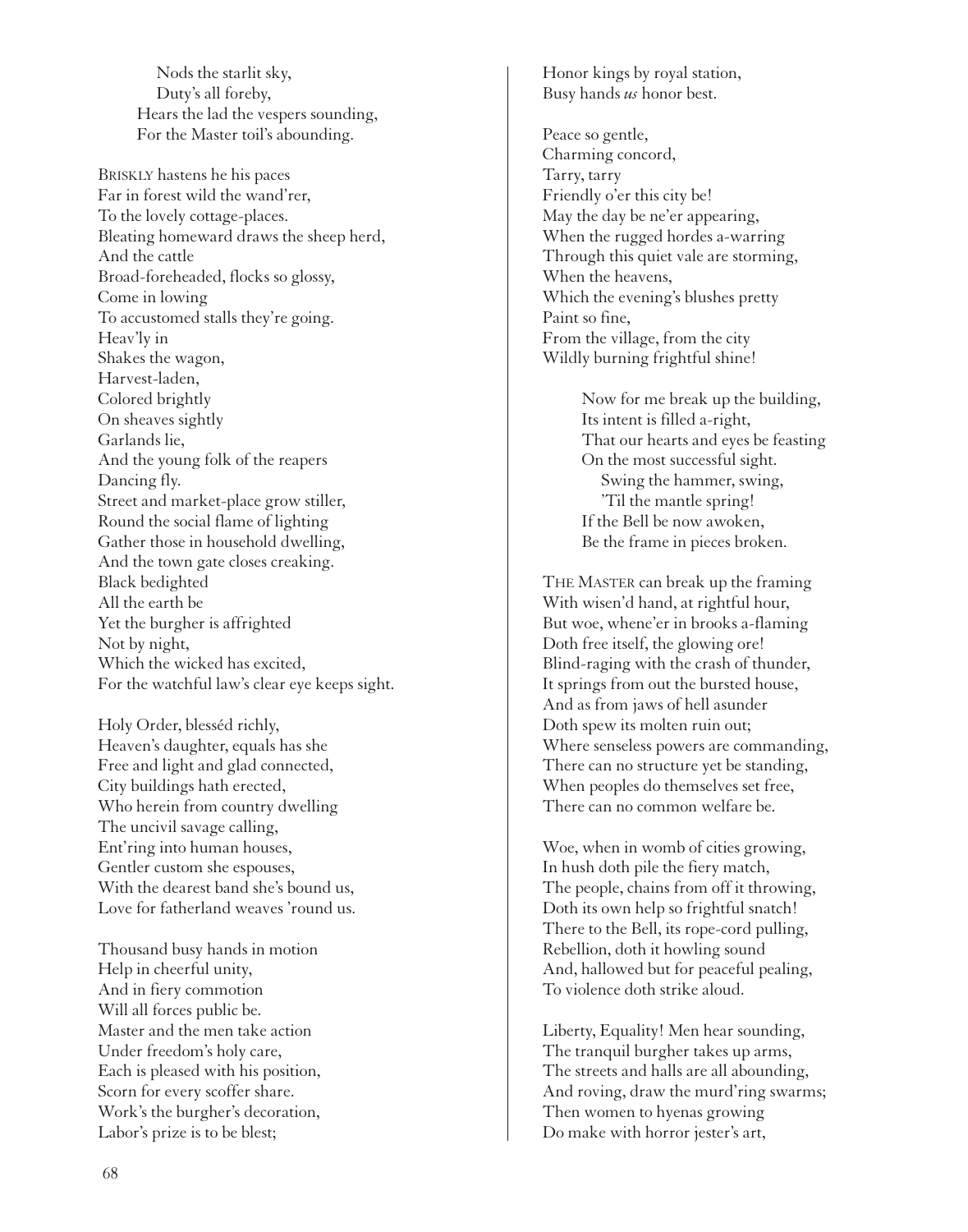Nods the starlit sky,
Duty's all foreby,
Hears the lad the vespers sounding,
For the Master toil's abounding.

BRISKLY hastens he his paces
Far in forest wild the wand'rer,
To the lovely cottage-places.
Bleating homeward draws the sheep herd,
And the cattle
Broad-foreheaded, flocks so glossy,
Come in lowing
To accustomed stalls they're going.
Heav'ly in
Shakes the wagon,
Harvest-laden,
Colored brightly
On sheaves sightly
Garlands lie,
And the young folk of the reapers
Dancing fly.
Street and market-place grow stiller,
Round the social flame of lighting
Gather those in household dwelling,
And the town gate closes creaking.
Black bedighted
All the earth be
Yet the burgher is affrighted
Not by night,
Which the wicked has excited,
For the watchful law's clear eye keeps sight.

Holy Order, blesséd richly,
Heaven's daughter, equals has she
Free and light and glad connected,
City buildings hath erected,
Who herein from country dwelling
The uncivil savage calling,
Ent'ring into human houses,
Gentler custom she espouses,
With the dearest band she's bound us,
Love for fatherland weaves 'round us.

Thousand busy hands in motion
Help in cheerful unity,
And in fiery commotion
Will all forces public be.
Master and the men take action
Under freedom's holy care,
Each is pleased with his position,
Scorn for every scoffer share.
Work's the burgher's decoration,
Labor's prize is to be blest;
Honor kings by royal station,
Busy hands *us* honor best.

Peace so gentle,
Charming concord,
Tarry, tarry
Friendly o'er this city be!
May the day be ne'er appearing,
When the rugged hordes a-warring
Through this quiet vale are storming,
When the heavens,
Which the evening's blushes pretty
Paint so fine,
From the village, from the city
Wildly burning frightful shine!

Now for me break up the building,
Its intent is filled a-right,
That our hearts and eyes be feasting
On the most successful sight.
Swing the hammer, swing,
'Til the mantle spring!
If the Bell be now awoken,
Be the frame in pieces broken.

THE MASTER can break up the framing
With wisen'd hand, at rightful hour,
But woe, whene'er in brooks a-flaming
Doth free itself, the glowing ore!
Blind-raging with the crash of thunder,
It springs from out the bursted house,
And as from jaws of hell asunder
Doth spew its molten ruin out;
Where senseless powers are commanding,
There can no structure yet be standing,
When peoples do themselves set free,
There can no common welfare be.

Woe, when in womb of cities growing,
In hush doth pile the fiery match,
The people, chains from off it throwing,
Doth its own help so frightful snatch!
There to the Bell, its rope-cord pulling,
Rebellion, doth it howling sound
And, hallowed but for peaceful pealing,
To violence doth strike aloud.

Liberty, Equality! Men hear sounding,
The tranquil burgher takes up arms,
The streets and halls are all abounding,
And roving, draw the murd'ring swarms;
Then women to hyenas growing
Do make with horror jester's art,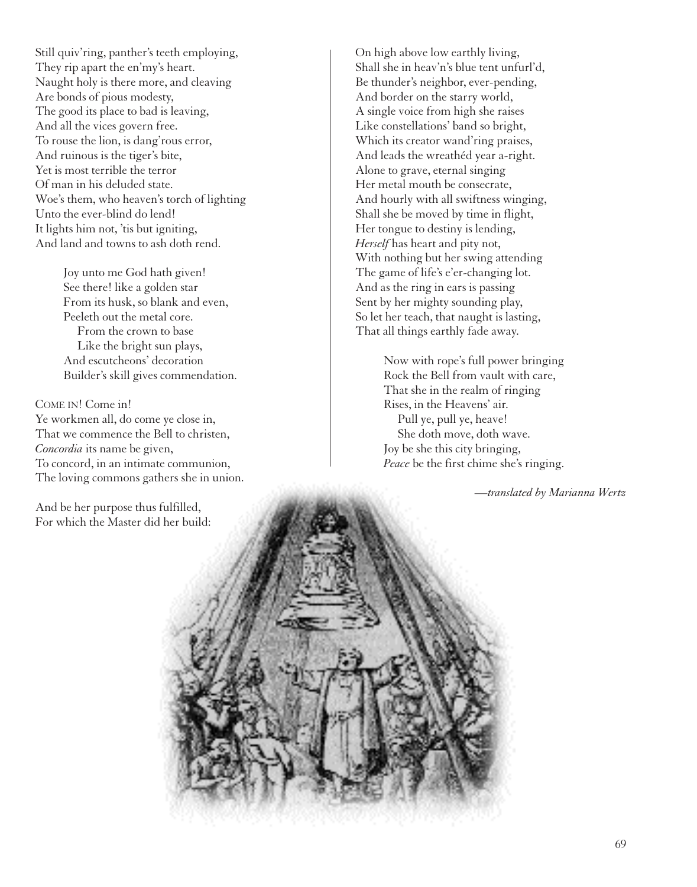Still quiv'ring, panther's teeth employing,
They rip apart the en'my's heart.
Naught holy is there more, and cleaving
Are bonds of pious modesty,
The good its place to bad is leaving,
And all the vices govern free.
To rouse the lion, is dang'rous error,
And ruinous is the tiger's bite,
Yet is most terrible the terror
Of man in his deluded state.
Woe's them, who heaven's torch of lighting
Unto the ever-blind do lend!
It lights him not, 'tis but igniting,
And land and towns to ash doth rend.

> Joy unto me God hath given!
> See there! like a golden star
> From its husk, so blank and even,
> Peeleth out the metal core.
> From the crown to base
> Like the bright sun plays,
> And escutcheons' decoration
> Builder's skill gives commendation.

COME IN! Come in!
Ye workmen all, do come ye close in,
That we commence the Bell to christen,
*Concordia* its name be given,
To concord, in an intimate communion,
The loving commons gathers she in union.

And be her purpose thus fulfilled,
For which the Master did her build:
On high above low earthly living,
Shall she in heav'n's blue tent unfurl'd,
Be thunder's neighbor, ever-pending,
And border on the starry world,
A single voice from high she raises
Like constellations' band so bright,
Which its creator wand'ring praises,
And leads the wreathéd year a-right.
Alone to grave, eternal singing
Her metal mouth be consecrate,
And hourly with all swiftness winging,
Shall she be moved by time in flight,
Her tongue to destiny is lending,
*Herself* has heart and pity not,
With nothing but her swing attending
The game of life's e'er-changing lot.
And as the ring in ears is passing
Sent by her mighty sounding play,
So let her teach, that naught is lasting,
That all things earthly fade away.

> Now with rope's full power bringing
> Rock the Bell from vault with care,
> That she in the realm of ringing
> Rises, in the Heavens' air.
> Pull ye, pull ye, heave!
> She doth move, doth wave.
> Joy be she this city bringing,
> *Peace* be the first chime she's ringing.

*—translated by Marianna Wertz*